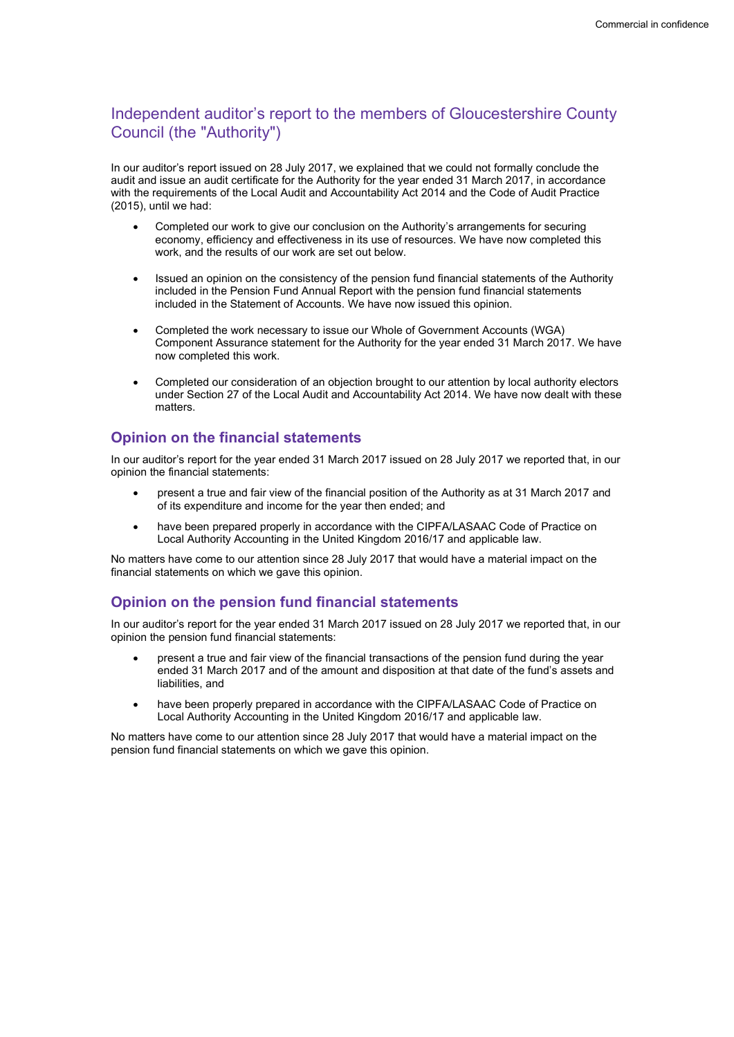# Independent auditor's report to the members of Gloucestershire County Council (the "Authority")

In our auditor's report issued on 28 July 2017, we explained that we could not formally conclude the audit and issue an audit certificate for the Authority for the year ended 31 March 2017, in accordance with the requirements of the Local Audit and Accountability Act 2014 and the Code of Audit Practice (2015), until we had:

- Completed our work to give our conclusion on the Authority's arrangements for securing economy, efficiency and effectiveness in its use of resources. We have now completed this work, and the results of our work are set out below.
- Issued an opinion on the consistency of the pension fund financial statements of the Authority included in the Pension Fund Annual Report with the pension fund financial statements included in the Statement of Accounts. We have now issued this opinion.
- Completed the work necessary to issue our Whole of Government Accounts (WGA) Component Assurance statement for the Authority for the year ended 31 March 2017. We have now completed this work.
- Completed our consideration of an objection brought to our attention by local authority electors under Section 27 of the Local Audit and Accountability Act 2014. We have now dealt with these matters.

## Opinion on the financial statements

In our auditor's report for the year ended 31 March 2017 issued on 28 July 2017 we reported that, in our opinion the financial statements:

- present a true and fair view of the financial position of the Authority as at 31 March 2017 and of its expenditure and income for the year then ended; and
- have been prepared properly in accordance with the CIPFA/LASAAC Code of Practice on Local Authority Accounting in the United Kingdom 2016/17 and applicable law.

No matters have come to our attention since 28 July 2017 that would have a material impact on the financial statements on which we gave this opinion.

## Opinion on the pension fund financial statements

In our auditor's report for the year ended 31 March 2017 issued on 28 July 2017 we reported that, in our opinion the pension fund financial statements:

- present a true and fair view of the financial transactions of the pension fund during the year ended 31 March 2017 and of the amount and disposition at that date of the fund's assets and liabilities, and
- have been properly prepared in accordance with the CIPFA/LASAAC Code of Practice on Local Authority Accounting in the United Kingdom 2016/17 and applicable law.

No matters have come to our attention since 28 July 2017 that would have a material impact on the pension fund financial statements on which we gave this opinion.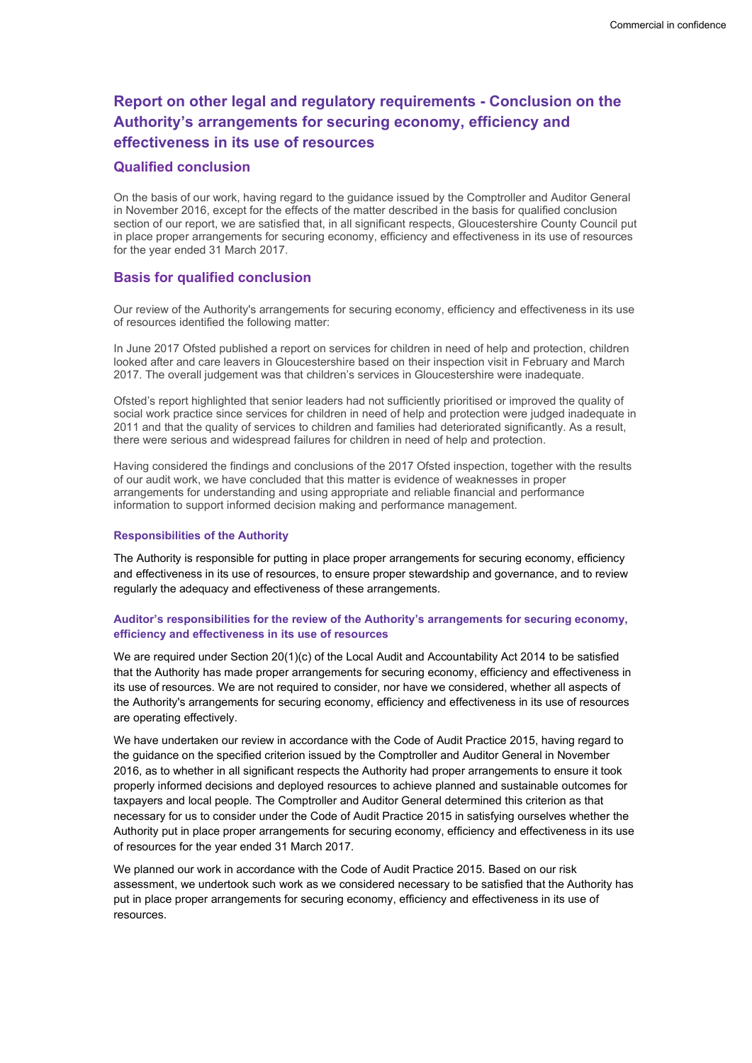## Report on other legal and regulatory requirements - Conclusion on the Authority's arrangements for securing economy, efficiency and effectiveness in its use of resources

### Qualified conclusion

On the basis of our work, having regard to the guidance issued by the Comptroller and Auditor General in November 2016, except for the effects of the matter described in the basis for qualified conclusion section of our report, we are satisfied that, in all significant respects, Gloucestershire County Council put in place proper arrangements for securing economy, efficiency and effectiveness in its use of resources for the year ended 31 March 2017.

### Basis for qualified conclusion

Our review of the Authority's arrangements for securing economy, efficiency and effectiveness in its use of resources identified the following matter:

In June 2017 Ofsted published a report on services for children in need of help and protection, children looked after and care leavers in Gloucestershire based on their inspection visit in February and March 2017. The overall judgement was that children's services in Gloucestershire were inadequate.

Ofsted's report highlighted that senior leaders had not sufficiently prioritised or improved the quality of social work practice since services for children in need of help and protection were judged inadequate in 2011 and that the quality of services to children and families had deteriorated significantly. As a result, there were serious and widespread failures for children in need of help and protection.

Having considered the findings and conclusions of the 2017 Ofsted inspection, together with the results of our audit work, we have concluded that this matter is evidence of weaknesses in proper arrangements for understanding and using appropriate and reliable financial and performance information to support informed decision making and performance management.

#### Responsibilities of the Authority

The Authority is responsible for putting in place proper arrangements for securing economy, efficiency and effectiveness in its use of resources, to ensure proper stewardship and governance, and to review regularly the adequacy and effectiveness of these arrangements.

#### Auditor's responsibilities for the review of the Authority's arrangements for securing economy, efficiency and effectiveness in its use of resources

We are required under Section 20(1)(c) of the Local Audit and Accountability Act 2014 to be satisfied that the Authority has made proper arrangements for securing economy, efficiency and effectiveness in its use of resources. We are not required to consider, nor have we considered, whether all aspects of the Authority's arrangements for securing economy, efficiency and effectiveness in its use of resources are operating effectively.

We have undertaken our review in accordance with the Code of Audit Practice 2015, having regard to the guidance on the specified criterion issued by the Comptroller and Auditor General in November 2016, as to whether in all significant respects the Authority had proper arrangements to ensure it took properly informed decisions and deployed resources to achieve planned and sustainable outcomes for taxpayers and local people. The Comptroller and Auditor General determined this criterion as that necessary for us to consider under the Code of Audit Practice 2015 in satisfying ourselves whether the Authority put in place proper arrangements for securing economy, efficiency and effectiveness in its use of resources for the year ended 31 March 2017.

We planned our work in accordance with the Code of Audit Practice 2015. Based on our risk assessment, we undertook such work as we considered necessary to be satisfied that the Authority has put in place proper arrangements for securing economy, efficiency and effectiveness in its use of resources.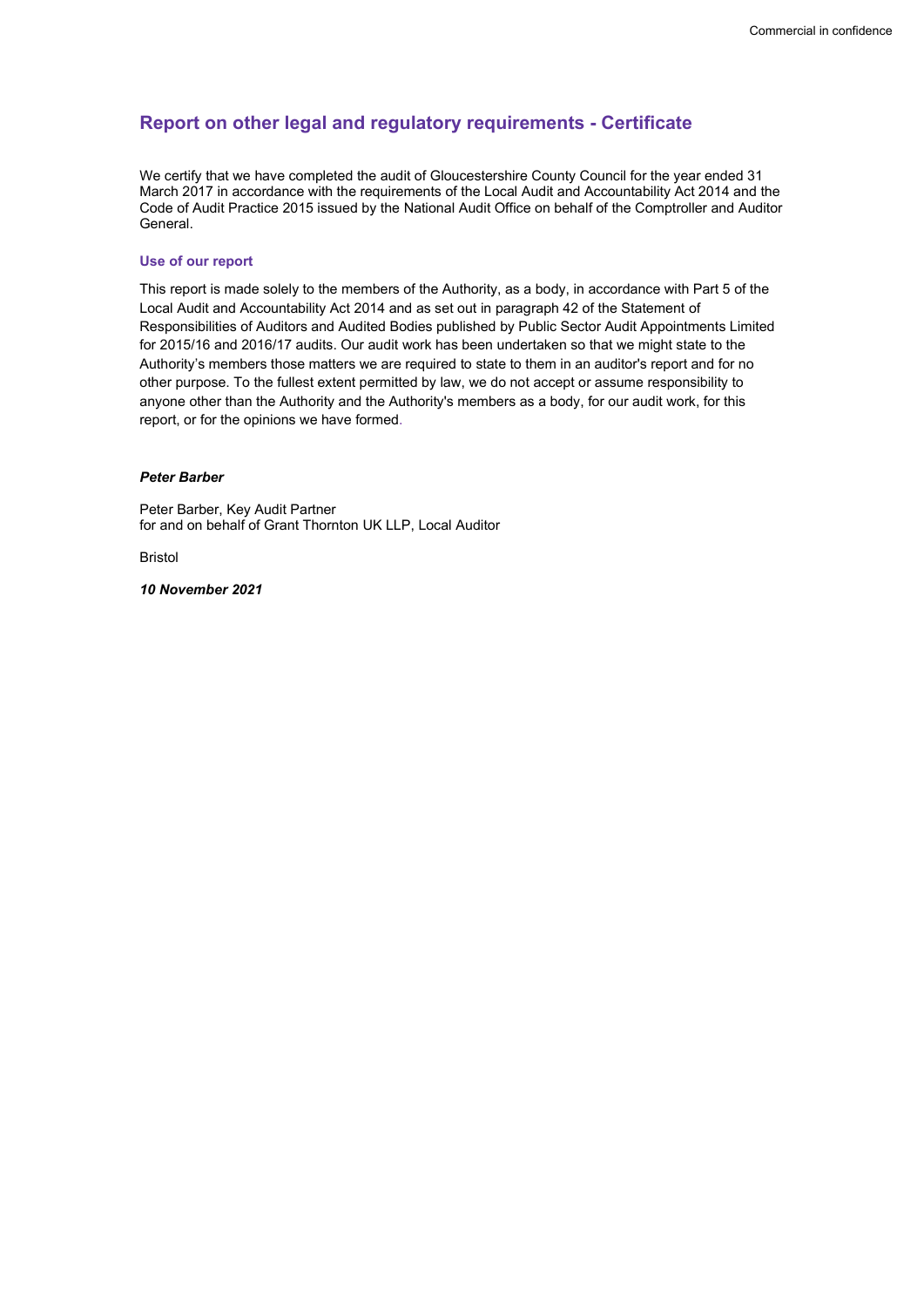## Report on other legal and regulatory requirements - Certificate

We certify that we have completed the audit of Gloucestershire County Council for the year ended 31 March 2017 in accordance with the requirements of the Local Audit and Accountability Act 2014 and the Code of Audit Practice 2015 issued by the National Audit Office on behalf of the Comptroller and Auditor General.

### Use of our report

This report is made solely to the members of the Authority, as a body, in accordance with Part 5 of the Local Audit and Accountability Act 2014 and as set out in paragraph 42 of the Statement of Responsibilities of Auditors and Audited Bodies published by Public Sector Audit Appointments Limited for 2015/16 and 2016/17 audits. Our audit work has been undertaken so that we might state to the Authority's members those matters we are required to state to them in an auditor's report and for no other purpose. To the fullest extent permitted by law, we do not accept or assume responsibility to anyone other than the Authority and the Authority's members as a body, for our audit work, for this report, or for the opinions we have formed.

***Peter Barber***

Peter Barber, Key Audit Partner
for and on behalf of Grant Thornton UK LLP, Local Auditor

Bristol

***10 November 2021***